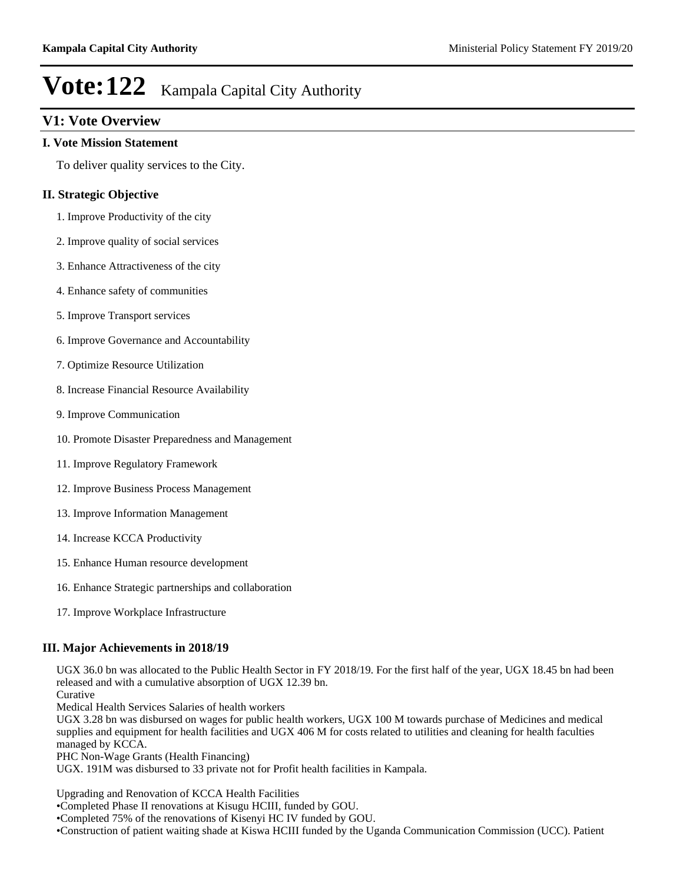# Vote:122 Kampala Capital City Authority

## V1: Vote Overview

### I. Vote Mission Statement

To deliver quality services to the City.

### II. Strategic Objective

1. Improve Productivity of the city
2. Improve quality of social services
3. Enhance Attractiveness of the city
4. Enhance safety of communities
5. Improve Transport services
6. Improve Governance and Accountability
7. Optimize Resource Utilization
8. Increase Financial Resource Availability
9. Improve Communication
10. Promote Disaster Preparedness and Management
11. Improve Regulatory Framework
12. Improve Business Process Management
13. Improve Information Management
14. Increase KCCA Productivity
15. Enhance Human resource development
16. Enhance Strategic partnerships and collaboration
17. Improve Workplace Infrastructure

### III. Major Achievements in 2018/19

UGX 36.0 bn was allocated to the Public Health Sector in FY 2018/19. For the first half of the year, UGX 18.45 bn had been released and with a cumulative absorption of UGX 12.39 bn.
Curative
Medical Health Services Salaries of health workers
UGX 3.28 bn was disbursed on wages for public health workers, UGX 100 M towards purchase of Medicines and medical supplies and equipment for health facilities and UGX 406 M for costs related to utilities and cleaning for health faculties managed by KCCA.
PHC Non-Wage Grants (Health Financing)
UGX. 191M was disbursed to 33 private not for Profit health facilities in Kampala.

Upgrading and Renovation of KCCA Health Facilities
•Completed Phase II renovations at Kisugu HCIII, funded by GOU.
•Completed 75% of the renovations of Kisenyi HC IV funded by GOU.
•Construction of patient waiting shade at Kiswa HCIII funded by the Uganda Communication Commission (UCC). Patient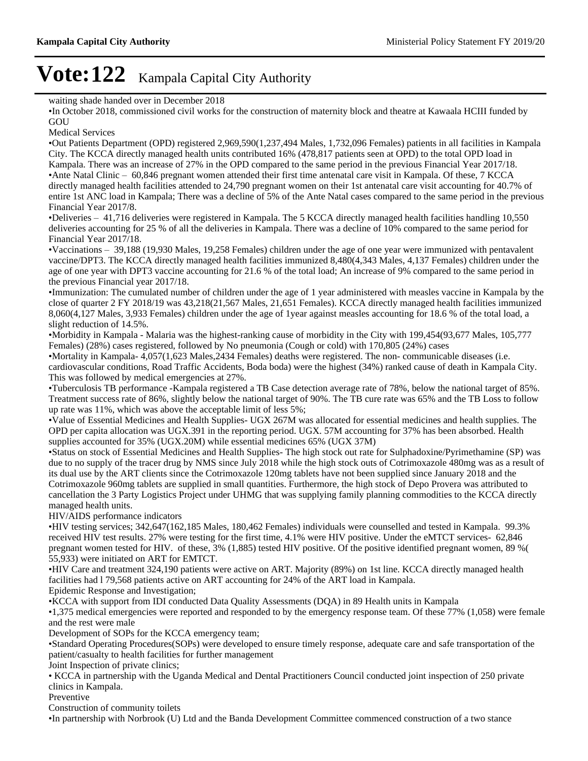# Vote:122 Kampala Capital City Authority

waiting shade handed over in December 2018

•In October 2018, commissioned civil works for the construction of maternity block and theatre at Kawaala HCIII funded by GOU

Medical Services

•Out Patients Department (OPD) registered 2,969,590(1,237,494 Males, 1,732,096 Females) patients in all facilities in Kampala City. The KCCA directly managed health units contributed 16% (478,817 patients seen at OPD) to the total OPD load in Kampala. There was an increase of 27% in the OPD compared to the same period in the previous Financial Year 2017/18.

•Ante Natal Clinic – 60,846 pregnant women attended their first time antenatal care visit in Kampala. Of these, 7 KCCA directly managed health facilities attended to 24,790 pregnant women on their 1st antenatal care visit accounting for 40.7% of entire 1st ANC load in Kampala; There was a decline of 5% of the Ante Natal cases compared to the same period in the previous Financial Year 2017/8.

•Deliveries – 41,716 deliveries were registered in Kampala. The 5 KCCA directly managed health facilities handling 10,550 deliveries accounting for 25 % of all the deliveries in Kampala. There was a decline of 10% compared to the same period for Financial Year 2017/18.

•Vaccinations – 39,188 (19,930 Males, 19,258 Females) children under the age of one year were immunized with pentavalent vaccine/DPT3. The KCCA directly managed health facilities immunized 8,480(4,343 Males, 4,137 Females) children under the age of one year with DPT3 vaccine accounting for 21.6 % of the total load; An increase of 9% compared to the same period in the previous Financial year 2017/18.

•Immunization: The cumulated number of children under the age of 1 year administered with measles vaccine in Kampala by the close of quarter 2 FY 2018/19 was 43,218(21,567 Males, 21,651 Females). KCCA directly managed health facilities immunized 8,060(4,127 Males, 3,933 Females) children under the age of 1year against measles accounting for 18.6 % of the total load, a slight reduction of 14.5%.

•Morbidity in Kampala - Malaria was the highest-ranking cause of morbidity in the City with 199,454(93,677 Males, 105,777 Females) (28%) cases registered, followed by No pneumonia (Cough or cold) with 170,805 (24%) cases

•Mortality in Kampala- 4,057(1,623 Males,2434 Females) deaths were registered. The non- communicable diseases (i.e. cardiovascular conditions, Road Traffic Accidents, Boda boda) were the highest (34%) ranked cause of death in Kampala City. This was followed by medical emergencies at 27%.

•Tuberculosis TB performance -Kampala registered a TB Case detection average rate of 78%, below the national target of 85%. Treatment success rate of 86%, slightly below the national target of 90%. The TB cure rate was 65% and the TB Loss to follow up rate was 11%, which was above the acceptable limit of less 5%;

•Value of Essential Medicines and Health Supplies- UGX 267M was allocated for essential medicines and health supplies. The OPD per capita allocation was UGX.391 in the reporting period. UGX. 57M accounting for 37% has been absorbed. Health supplies accounted for 35% (UGX.20M) while essential medicines 65% (UGX 37M)

•Status on stock of Essential Medicines and Health Supplies- The high stock out rate for Sulphadoxine/Pyrimethamine (SP) was due to no supply of the tracer drug by NMS since July 2018 while the high stock outs of Cotrimoxazole 480mg was as a result of its dual use by the ART clients since the Cotrimoxazole 120mg tablets have not been supplied since January 2018 and the Cotrimoxazole 960mg tablets are supplied in small quantities. Furthermore, the high stock of Depo Provera was attributed to cancellation the 3 Party Logistics Project under UHMG that was supplying family planning commodities to the KCCA directly managed health units.

HIV/AIDS performance indicators

•HIV testing services; 342,647(162,185 Males, 180,462 Females) individuals were counselled and tested in Kampala. 99.3% received HIV test results. 27% were testing for the first time, 4.1% were HIV positive. Under the eMTCT services- 62,846 pregnant women tested for HIV. of these, 3% (1,885) tested HIV positive. Of the positive identified pregnant women, 89 %( 55,933) were initiated on ART for EMTCT.

•HIV Care and treatment 324,190 patients were active on ART. Majority (89%) on 1st line. KCCA directly managed health facilities had l 79,568 patients active on ART accounting for 24% of the ART load in Kampala.

Epidemic Response and Investigation;

•KCCA with support from IDI conducted Data Quality Assessments (DQA) in 89 Health units in Kampala

•1,375 medical emergencies were reported and responded to by the emergency response team. Of these 77% (1,058) were female and the rest were male

Development of SOPs for the KCCA emergency team;

•Standard Operating Procedures(SOPs) were developed to ensure timely response, adequate care and safe transportation of the patient/casualty to health facilities for further management

Joint Inspection of private clinics;

• KCCA in partnership with the Uganda Medical and Dental Practitioners Council conducted joint inspection of 250 private clinics in Kampala.

Preventive

Construction of community toilets

•In partnership with Norbrook (U) Ltd and the Banda Development Committee commenced construction of a two stance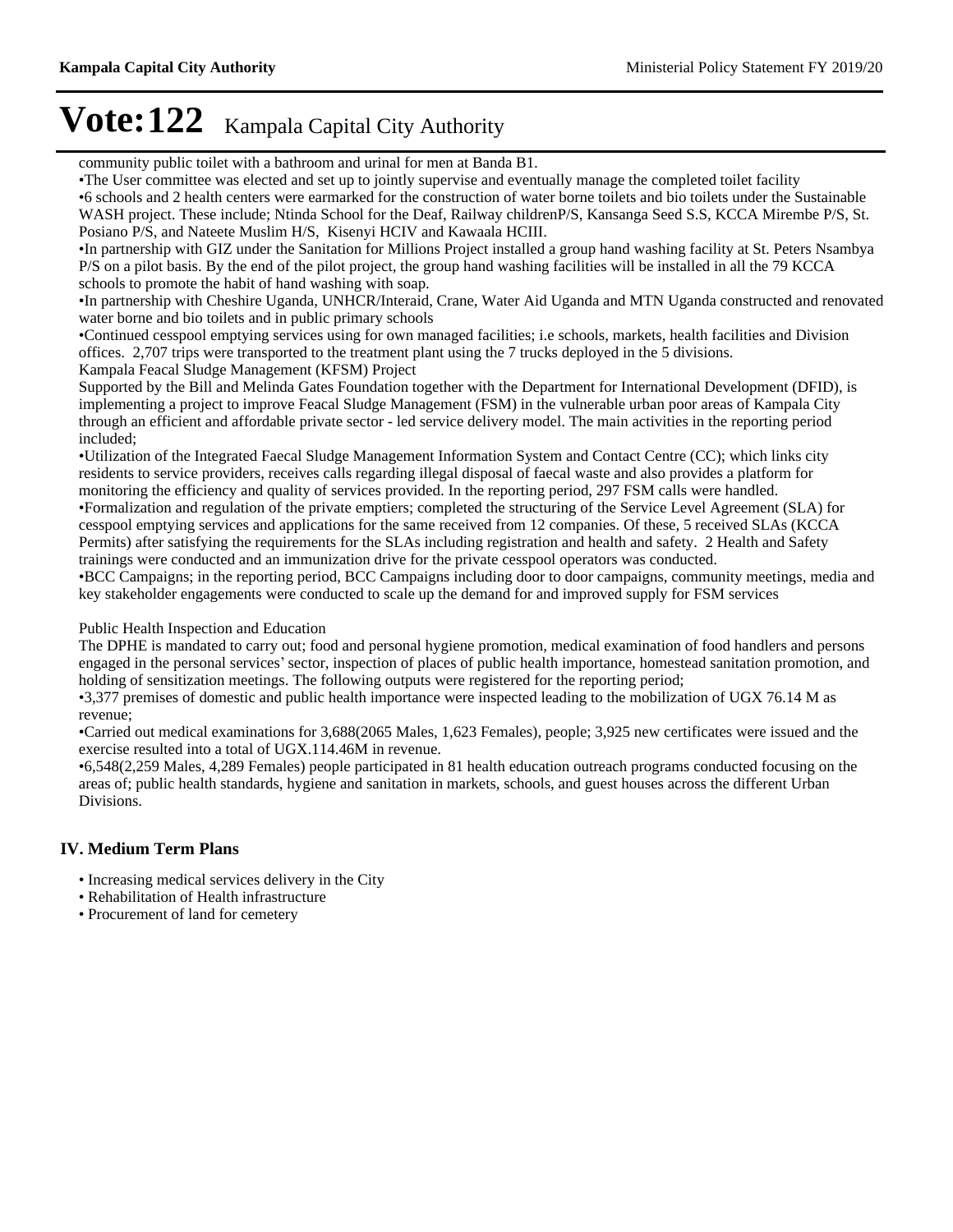community public toilet with a bathroom and urinal for men at Banda B1.

•The User committee was elected and set up to jointly supervise and eventually manage the completed toilet facility

•6 schools and 2 health centers were earmarked for the construction of water borne toilets and bio toilets under the Sustainable WASH project. These include; Ntinda School for the Deaf, Railway childrenP/S, Kansanga Seed S.S, KCCA Mirembe P/S, St. Posiano P/S, and Nateete Muslim H/S, Kisenyi HCIV and Kawaala HCIII.

•In partnership with GIZ under the Sanitation for Millions Project installed a group hand washing facility at St. Peters Nsambya P/S on a pilot basis. By the end of the pilot project, the group hand washing facilities will be installed in all the 79 KCCA schools to promote the habit of hand washing with soap.

•In partnership with Cheshire Uganda, UNHCR/Interaid, Crane, Water Aid Uganda and MTN Uganda constructed and renovated water borne and bio toilets and in public primary schools

•Continued cesspool emptying services using for own managed facilities; i.e schools, markets, health facilities and Division offices. 2,707 trips were transported to the treatment plant using the 7 trucks deployed in the 5 divisions.

Kampala Feacal Sludge Management (KFSM) Project

Supported by the Bill and Melinda Gates Foundation together with the Department for International Development (DFID), is implementing a project to improve Feacal Sludge Management (FSM) in the vulnerable urban poor areas of Kampala City through an efficient and affordable private sector - led service delivery model. The main activities in the reporting period included;

•Utilization of the Integrated Faecal Sludge Management Information System and Contact Centre (CC); which links city residents to service providers, receives calls regarding illegal disposal of faecal waste and also provides a platform for monitoring the efficiency and quality of services provided. In the reporting period, 297 FSM calls were handled.

•Formalization and regulation of the private emptiers; completed the structuring of the Service Level Agreement (SLA) for cesspool emptying services and applications for the same received from 12 companies. Of these, 5 received SLAs (KCCA Permits) after satisfying the requirements for the SLAs including registration and health and safety. 2 Health and Safety trainings were conducted and an immunization drive for the private cesspool operators was conducted.

•BCC Campaigns; in the reporting period, BCC Campaigns including door to door campaigns, community meetings, media and key stakeholder engagements were conducted to scale up the demand for and improved supply for FSM services

Public Health Inspection and Education

The DPHE is mandated to carry out; food and personal hygiene promotion, medical examination of food handlers and persons engaged in the personal services' sector, inspection of places of public health importance, homestead sanitation promotion, and holding of sensitization meetings. The following outputs were registered for the reporting period;

•3,377 premises of domestic and public health importance were inspected leading to the mobilization of UGX 76.14 M as revenue;

•Carried out medical examinations for 3,688(2065 Males, 1,623 Females), people; 3,925 new certificates were issued and the exercise resulted into a total of UGX.114.46M in revenue.

•6,548(2,259 Males, 4,289 Females) people participated in 81 health education outreach programs conducted focusing on the areas of; public health standards, hygiene and sanitation in markets, schools, and guest houses across the different Urban Divisions.

## IV. Medium Term Plans

- Increasing medical services delivery in the City
- Rehabilitation of Health infrastructure
- Procurement of land for cemetery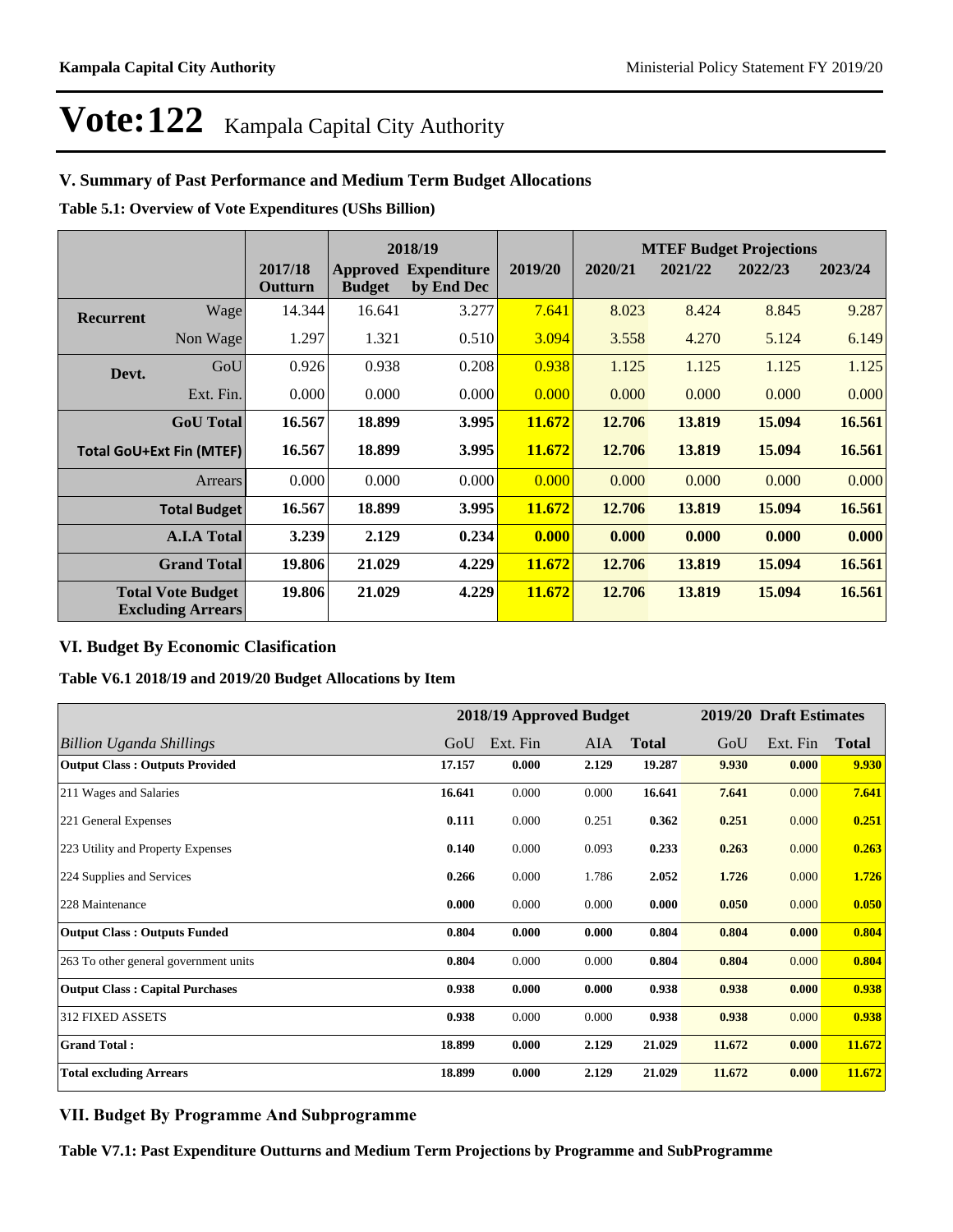# Vote:122 Kampala Capital City Authority

## V. Summary of Past Performance and Medium Term Budget Allocations

**Table 5.1: Overview of Vote Expenditures (UShs Billion)**

| | | | 2018/19 | | | MTEF Budget Projections | | | |
|---|---|---|---|---|---|---|---|---|---|
| | | 2017/18 Outturn | Approved Budget | Expenditure by End Dec | 2019/20 | 2020/21 | 2021/22 | 2022/23 | 2023/24 |
| **Recurrent** | Wage | 14.344 | 16.641 | 3.277 | 7.641 | 8.023 | 8.424 | 8.845 | 9.287 |
| | Non Wage | 1.297 | 1.321 | 0.510 | 3.094 | 3.558 | 4.270 | 5.124 | 6.149 |
| **Devt.** | GoU | 0.926 | 0.938 | 0.208 | 0.938 | 1.125 | 1.125 | 1.125 | 1.125 |
| | Ext. Fin. | 0.000 | 0.000 | 0.000 | 0.000 | 0.000 | 0.000 | 0.000 | 0.000 |
| | **GoU Total** | **16.567** | **18.899** | **3.995** | **11.672** | **12.706** | **13.819** | **15.094** | **16.561** |
| **Total GoU+Ext Fin (MTEF)** | | **16.567** | **18.899** | **3.995** | **11.672** | **12.706** | **13.819** | **15.094** | **16.561** |
| | Arrears | 0.000 | 0.000 | 0.000 | 0.000 | 0.000 | 0.000 | 0.000 | 0.000 |
| | **Total Budget** | **16.567** | **18.899** | **3.995** | **11.672** | **12.706** | **13.819** | **15.094** | **16.561** |
| | **A.I.A Total** | **3.239** | **2.129** | **0.234** | **0.000** | **0.000** | **0.000** | **0.000** | **0.000** |
| | **Grand Total** | **19.806** | **21.029** | **4.229** | **11.672** | **12.706** | **13.819** | **15.094** | **16.561** |
| **Total Vote Budget Excluding Arrears** | | **19.806** | **21.029** | **4.229** | **11.672** | **12.706** | **13.819** | **15.094** | **16.561** |

## VI. Budget By Economic Clasification

**Table V6.1 2018/19 and 2019/20 Budget Allocations by Item**

| | 2018/19 Approved Budget | | | | 2019/20 Draft Estimates | | |
|---|---|---|---|---|---|---|---|
| *Billion Uganda Shillings* | GoU | Ext. Fin | AIA | **Total** | GoU | Ext. Fin | **Total** |
| **Output Class : Outputs Provided** | **17.157** | **0.000** | **2.129** | **19.287** | **9.930** | **0.000** | **9.930** |
| 211 Wages and Salaries | **16.641** | 0.000 | 0.000 | **16.641** | **7.641** | 0.000 | **7.641** |
| 221 General Expenses | **0.111** | 0.000 | 0.251 | **0.362** | **0.251** | 0.000 | **0.251** |
| 223 Utility and Property Expenses | **0.140** | 0.000 | 0.093 | **0.233** | **0.263** | 0.000 | **0.263** |
| 224 Supplies and Services | **0.266** | 0.000 | 1.786 | **2.052** | **1.726** | 0.000 | **1.726** |
| 228 Maintenance | **0.000** | 0.000 | 0.000 | **0.000** | **0.050** | 0.000 | **0.050** |
| **Output Class : Outputs Funded** | **0.804** | **0.000** | **0.000** | **0.804** | **0.804** | **0.000** | **0.804** |
| 263 To other general government units | **0.804** | 0.000 | 0.000 | **0.804** | **0.804** | 0.000 | **0.804** |
| **Output Class : Capital Purchases** | **0.938** | **0.000** | **0.000** | **0.938** | **0.938** | **0.000** | **0.938** |
| 312 FIXED ASSETS | **0.938** | 0.000 | 0.000 | **0.938** | **0.938** | 0.000 | **0.938** |
| **Grand Total :** | **18.899** | **0.000** | **2.129** | **21.029** | **11.672** | **0.000** | **11.672** |
| **Total excluding Arrears** | **18.899** | **0.000** | **2.129** | **21.029** | **11.672** | **0.000** | **11.672** |

## VII. Budget By Programme And Subprogramme

**Table V7.1: Past Expenditure Outturns and Medium Term Projections by Programme and SubProgramme**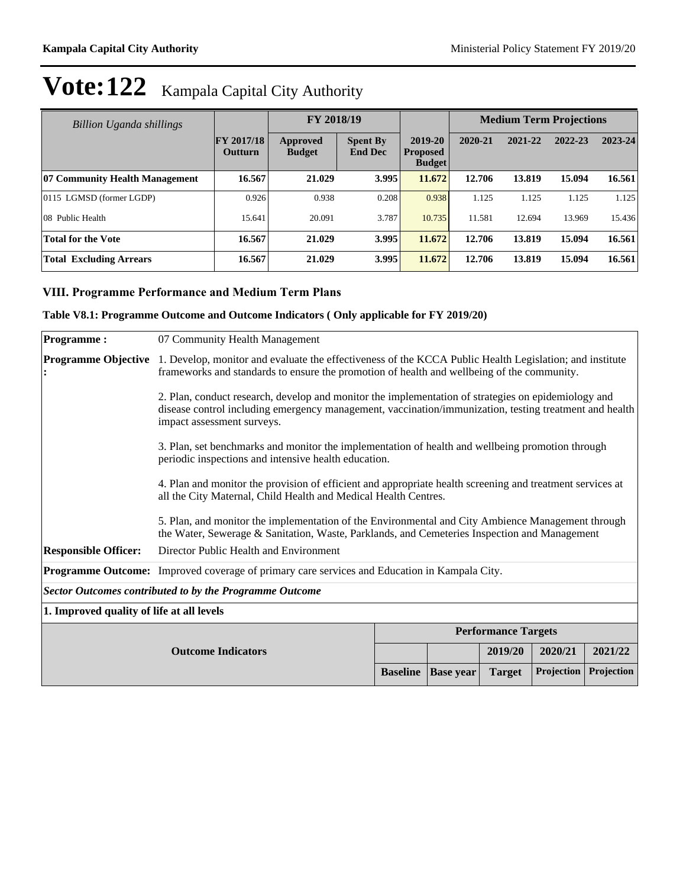# Vote:122 Kampala Capital City Authority

| Billion Uganda shillings | FY 2017/18 Outturn | FY 2018/19 | | 2019-20 Proposed Budget | Medium Term Projections | | | |
|---|---|---|---|---|---|---|---|---|
| | | Approved Budget | Spent By End Dec | | 2020-21 | 2021-22 | 2022-23 | 2023-24 |
| **07 Community Health Management** | **16.567** | **21.029** | **3.995** | **11.672** | **12.706** | **13.819** | **15.094** | **16.561** |
| 0115 LGMSD (former LGDP) | 0.926 | 0.938 | 0.208 | 0.938 | 1.125 | 1.125 | 1.125 | 1.125 |
| 08 Public Health | 15.641 | 20.091 | 3.787 | 10.735 | 11.581 | 12.694 | 13.969 | 15.436 |
| **Total for the Vote** | **16.567** | **21.029** | **3.995** | **11.672** | **12.706** | **13.819** | **15.094** | **16.561** |
| **Total Excluding Arrears** | **16.567** | **21.029** | **3.995** | **11.672** | **12.706** | **13.819** | **15.094** | **16.561** |

## VIII. Programme Performance and Medium Term Plans

### Table V8.1: Programme Outcome and Outcome Indicators ( Only applicable for FY 2019/20)

**Programme :** 07 Community Health Management

**Programme Objective :**

1. Develop, monitor and evaluate the effectiveness of the KCCA Public Health Legislation; and institute frameworks and standards to ensure the promotion of health and wellbeing of the community.

2. Plan, conduct research, develop and monitor the implementation of strategies on epidemiology and disease control including emergency management, vaccination/immunization, testing treatment and health impact assessment surveys.

3. Plan, set benchmarks and monitor the implementation of health and wellbeing promotion through periodic inspections and intensive health education.

4. Plan and monitor the provision of efficient and appropriate health screening and treatment services at all the City Maternal, Child Health and Medical Health Centres.

5. Plan, and monitor the implementation of the Environmental and City Ambience Management through the Water, Sewerage & Sanitation, Waste, Parklands, and Cemeteries Inspection and Management

**Responsible Officer:** Director Public Health and Environment

**Programme Outcome:** Improved coverage of primary care services and Education in Kampala City.

***Sector Outcomes contributed to by the Programme Outcome***

**1. Improved quality of life at all levels**

| Outcome Indicators | Performance Targets | | | | |
|---|---|---|---|---|---|
| | | | 2019/20 | 2020/21 | 2021/22 |
| | Baseline | Base year | Target | Projection | Projection |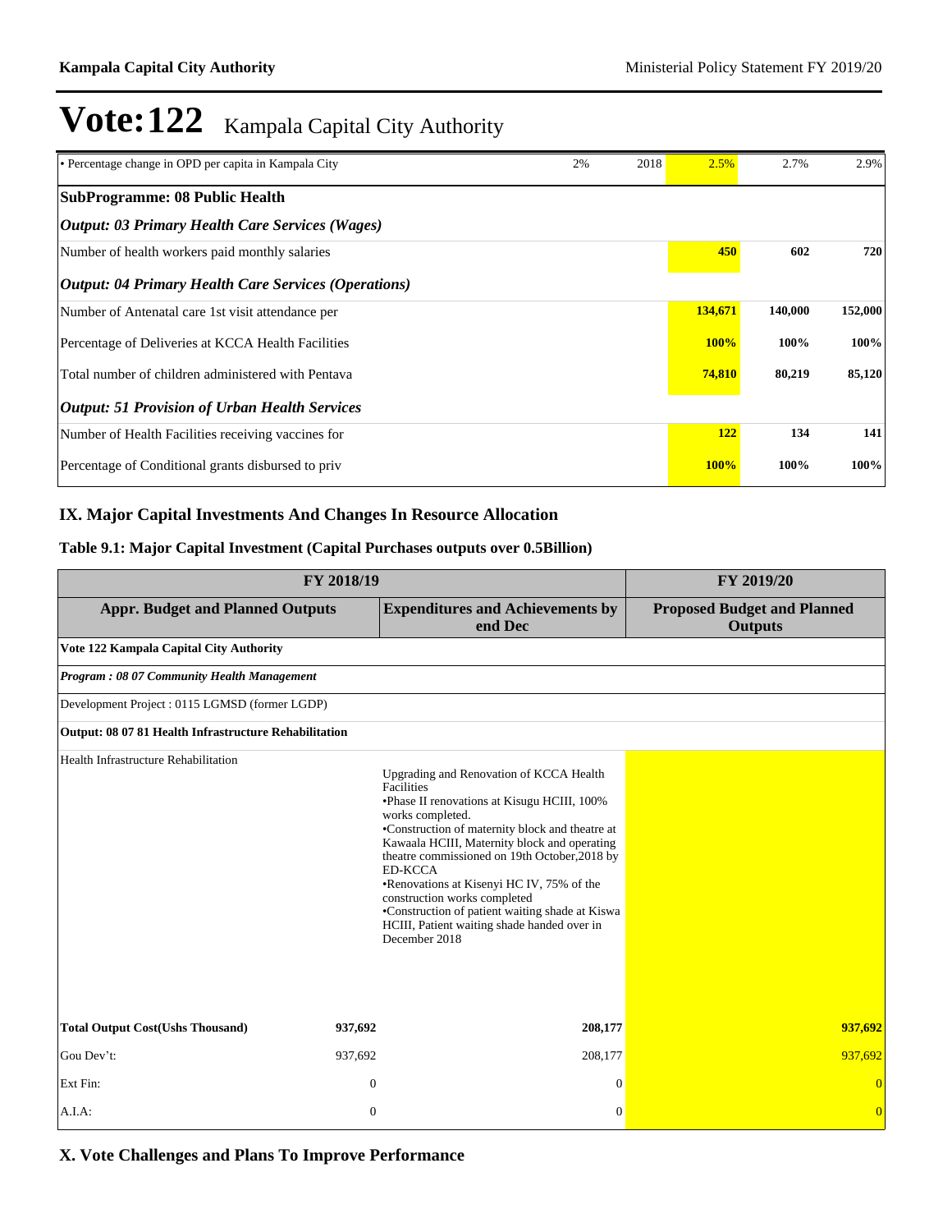# Vote:122 Kampala Capital City Authority

| | | | | | |
|---|---|---|---|---|---|
| • Percentage change in OPD per capita in Kampala City | 2% | 2018 | 2.5% | 2.7% | 2.9% |
| **SubProgramme: 08 Public Health** | | | | | |
| ***Output: 03 Primary Health Care Services (Wages)*** | | | | | |
| Number of health workers paid monthly salaries | | | **450** | **602** | **720** |
| ***Output: 04 Primary Health Care Services (Operations)*** | | | | | |
| Number of Antenatal care 1st visit attendance per | | | **134,671** | **140,000** | **152,000** |
| Percentage of Deliveries at KCCA Health Facilities | | | **100%** | **100%** | **100%** |
| Total number of children administered with Pentava | | | **74,810** | **80,219** | **85,120** |
| ***Output: 51 Provision of Urban Health Services*** | | | | | |
| Number of Health Facilities receiving vaccines for | | | **122** | **134** | **141** |
| Percentage of Conditional grants disbursed to priv | | | **100%** | **100%** | **100%** |

## IX. Major Capital Investments And Changes In Resource Allocation

### Table 9.1: Major Capital Investment (Capital Purchases outputs over 0.5Billion)

| FY 2018/19 | | | FY 2019/20 |
|---|---|---|---|
| **Appr. Budget and Planned Outputs** | | **Expenditures and Achievements by end Dec** | **Proposed Budget and Planned Outputs** |
| **Vote 122 Kampala Capital City Authority** | | | |
| ***Program : 08 07 Community Health Management*** | | | |
| Development Project : 0115 LGMSD (former LGDP) | | | |
| **Output: 08 07 81 Health Infrastructure Rehabilitation** | | | |
| Health Infrastructure Rehabilitation | | Upgrading and Renovation of KCCA Health Facilities<br>•Phase II renovations at Kisugu HCIII, 100% works completed.<br>•Construction of maternity block and theatre at Kawaala HCIII, Maternity block and operating theatre commissioned on 19th October,2018 by ED-KCCA<br>•Renovations at Kisenyi HC IV, 75% of the construction works completed<br>•Construction of patient waiting shade at Kiswa HCIII, Patient waiting shade handed over in December 2018 | |
| **Total Output Cost(Ushs Thousand)** | **937,692** | **208,177** | **937,692** |
| Gou Dev't: | 937,692 | 208,177 | 937,692 |
| Ext Fin: | 0 | 0 | 0 |
| A.I.A: | 0 | 0 | 0 |

## X. Vote Challenges and Plans To Improve Performance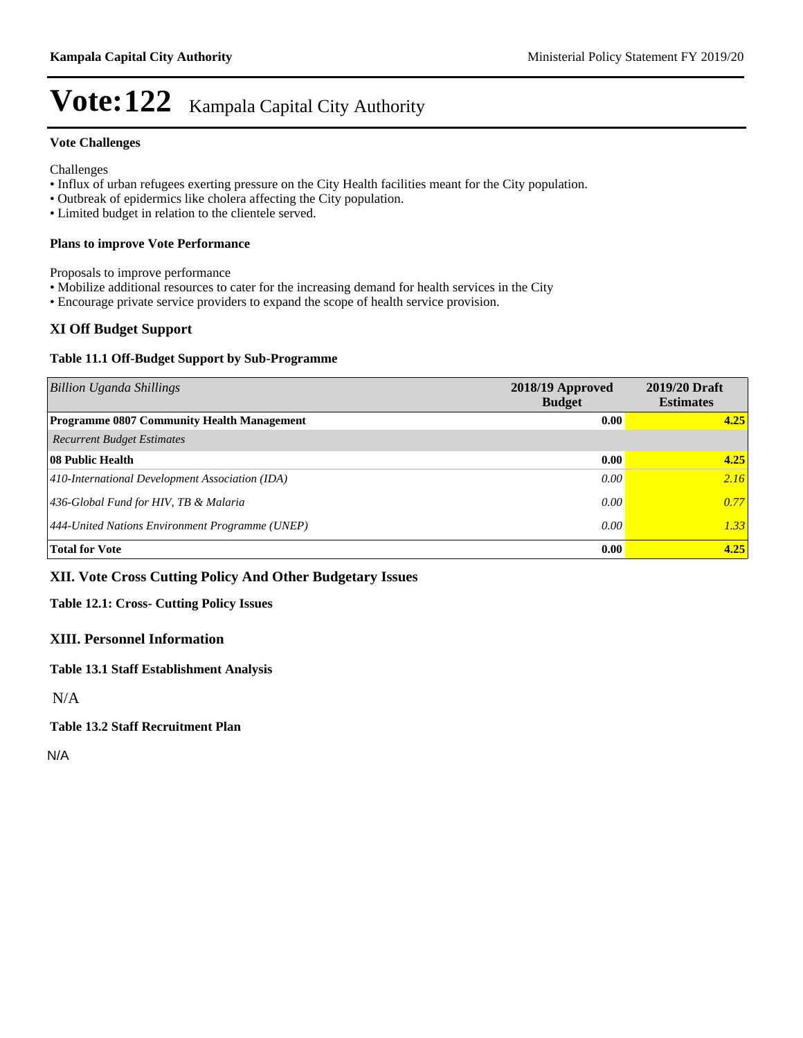# Vote:122 Kampala Capital City Authority

**Vote Challenges**

Challenges

- Influx of urban refugees exerting pressure on the City Health facilities meant for the City population.
- Outbreak of epidermics like cholera affecting the City population.
- Limited budget in relation to the clientele served.

**Plans to improve Vote Performance**

Proposals to improve performance

- Mobilize additional resources to cater for the increasing demand for health services in the City
- Encourage private service providers to expand the scope of health service provision.

## XI Off Budget Support

**Table 11.1 Off-Budget Support by Sub-Programme**

| *Billion Uganda Shillings* | 2018/19 Approved Budget | 2019/20 Draft Estimates |
|---|---|---|
| **Programme 0807 Community Health Management** | **0.00** | **4.25** |
| *Recurrent Budget Estimates* | | |
| **08 Public Health** | **0.00** | **4.25** |
| *410-International Development Association (IDA)* | *0.00* | *2.16* |
| *436-Global Fund for HIV, TB & Malaria* | *0.00* | *0.77* |
| *444-United Nations Environment Programme (UNEP)* | *0.00* | *1.33* |
| **Total for Vote** | **0.00** | **4.25** |

## XII. Vote Cross Cutting Policy And Other Budgetary Issues

**Table 12.1: Cross- Cutting Policy Issues**

## XIII. Personnel Information

**Table 13.1 Staff Establishment Analysis**

N/A

**Table 13.2 Staff Recruitment Plan**

N/A